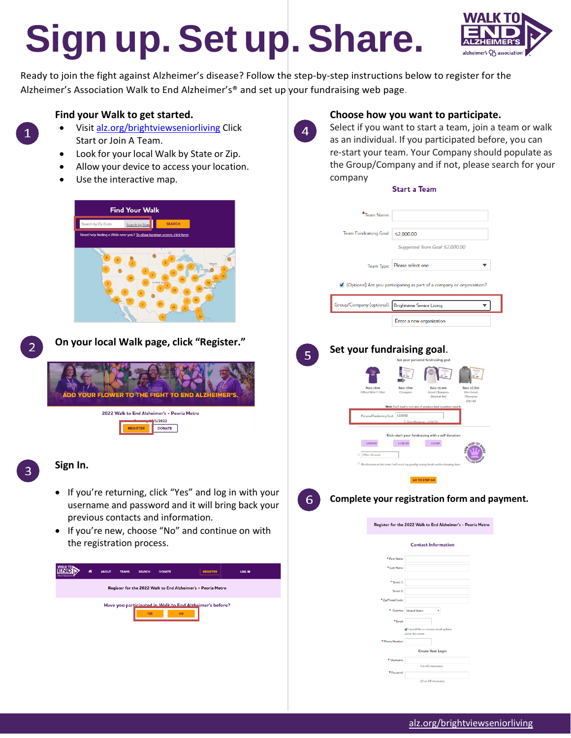# Sign up. Set up. Share.

Ready to join the fight against Alzheimer's disease? Follow the step-by-step instructions below to register for the Alzheimer's Association Walk to End Alzheimer's® and set up your fundraising web page.

## 1 Find your Walk to get started.

- Visit alz.org/brightviewseniorliving Click Start or Join A Team.
- Look for your local Walk by State or Zip.
- Allow your device to access your location.
- Use the interactive map.

## 2 On your local Walk page, click "Register."

## 3 Sign In.

- If you're returning, click "Yes" and log in with your username and password and it will bring back your previous contacts and information.
- If you're new, choose "No" and continue on with the registration process.

## 4 Choose how you want to participate.

Select if you want to start a team, join a team or walk as an individual. If you participated before, you can re-start your team. Your Company should populate as the Group/Company and if not, please search for your company

## 5 Set your fundraising goal.

## 6 Complete your registration form and payment.

alz.org/brightviewseniorliving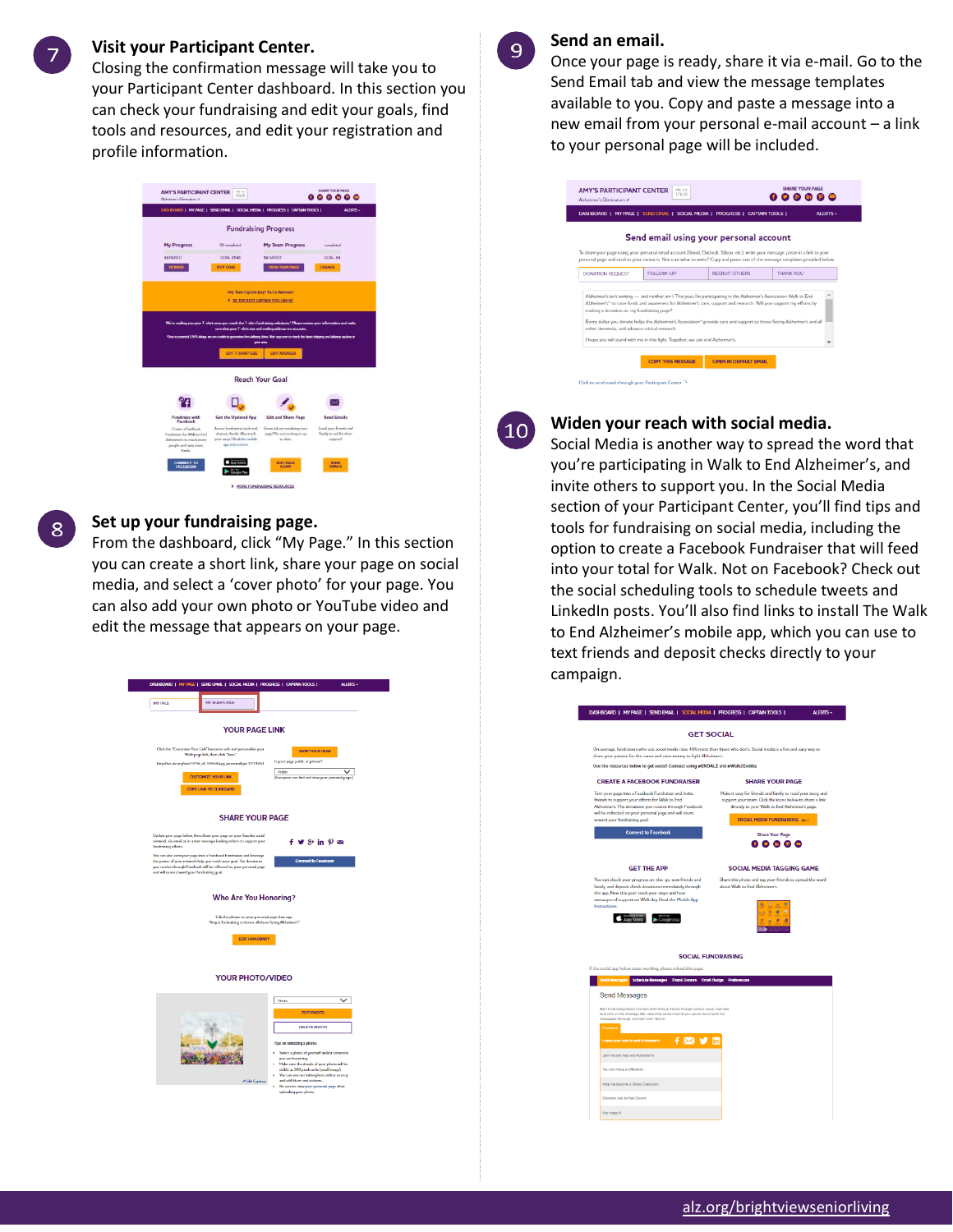## 7 Visit your Participant Center.

Closing the confirmation message will take you to your Participant Center dashboard. In this section you can check your fundraising and edit your goals, find tools and resources, and edit your registration and profile information.

## 8 Set up your fundraising page.

From the dashboard, click "My Page." In this section you can create a short link, share your page on social media, and select a 'cover photo' for your page. You can also add your own photo or YouTube video and edit the message that appears on your page.

## 9 Send an email.

Once your page is ready, share it via e-mail. Go to the Send Email tab and view the message templates available to you. Copy and paste a message into a new email from your personal e-mail account – a link to your personal page will be included.

## 10 Widen your reach with social media.

Social Media is another way to spread the word that you're participating in Walk to End Alzheimer's, and invite others to support you. In the Social Media section of your Participant Center, you'll find tips and tools for fundraising on social media, including the option to create a Facebook Fundraiser that will feed into your total for Walk. Not on Facebook? Check out the social scheduling tools to schedule tweets and LinkedIn posts. You'll also find links to install The Walk to End Alzheimer's mobile app, which you can use to text friends and deposit checks directly to your campaign.

alz.org/brightviewseniorliving